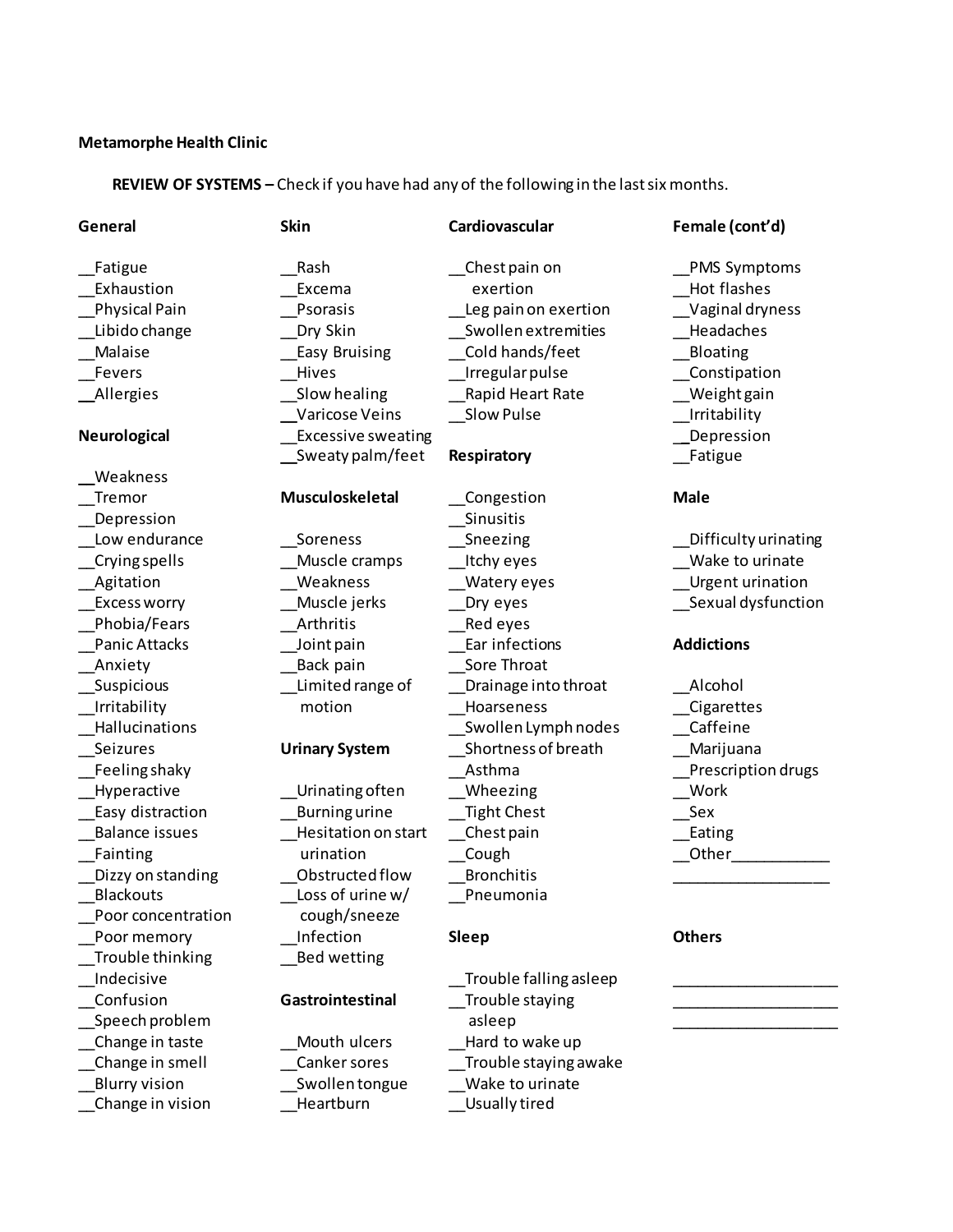**Metamorphe Health Clinic**

**REVIEW OF SYSTEMS –** Check if you have had any of the following in the last six months.

**General**

__Fatigue
__Exhaustion
__Physical Pain
__Libido change
__Malaise
__Fevers
__Allergies

**Neurological**

__Weakness
__Tremor
__Depression
__Low endurance
__Crying spells
__Agitation
__Excess worry
__Phobia/Fears
__Panic Attacks
__Anxiety
__Suspicious
__Irritability
__Hallucinations
__Seizures
__Feeling shaky
__Hyperactive
__Easy distraction
__Balance issues
__Fainting
__Dizzy on standing
__Blackouts
__Poor concentration
__Poor memory
__Trouble thinking
__Indecisive
__Confusion
__Speech problem
__Change in taste
__Change in smell
__Blurry vision
__Change in vision

**Skin**

__Rash
__Excema
__Psorasis
__Dry Skin
__Easy Bruising
__Hives
__Slow healing
__Varicose Veins
__Excessive sweating
__Sweaty palm/feet

**Musculoskeletal**

__Soreness
__Muscle cramps
__Weakness
__Muscle jerks
__Arthritis
__Joint pain
__Back pain
__Limited range of motion

**Urinary System**

__Urinating often
__Burning urine
__Hesitation on start urination
__Obstructed flow
__Loss of urine w/ cough/sneeze
__Infection
__Bed wetting

**Gastrointestinal**

__Mouth ulcers
__Canker sores
__Swollen tongue
__Heartburn

**Cardiovascular**

__Chest pain on exertion
__Leg pain on exertion
__Swollen extremities
__Cold hands/feet
__Irregular pulse
__Rapid Heart Rate
__Slow Pulse

**Respiratory**

__Congestion
__Sinusitis
__Sneezing
__Itchy eyes
__Watery eyes
__Dry eyes
__Red eyes
__Ear infections
__Sore Throat
__Drainage into throat
__Hoarseness
__Swollen Lymph nodes
__Shortness of breath
__Asthma
__Wheezing
__Tight Chest
__Chest pain
__Cough
__Bronchitis
__Pneumonia

**Sleep**

__Trouble falling asleep
__Trouble staying asleep
__Hard to wake up
__Trouble staying awake
__Wake to urinate
__Usually tired

**Female (cont'd)**

__PMS Symptoms
__Hot flashes
__Vaginal dryness
__Headaches
__Bloating
__Constipation
__Weight gain
__Irritability
__Depression
__Fatigue

**Male**

__Difficulty urinating
__Wake to urinate
__Urgent urination
__Sexual dysfunction

**Addictions**

__Alcohol
__Cigarettes
__Caffeine
__Marijuana
__Prescription drugs
__Work
__Sex
__Eating
__Other___________
__________________

**Others**

__________________
__________________
__________________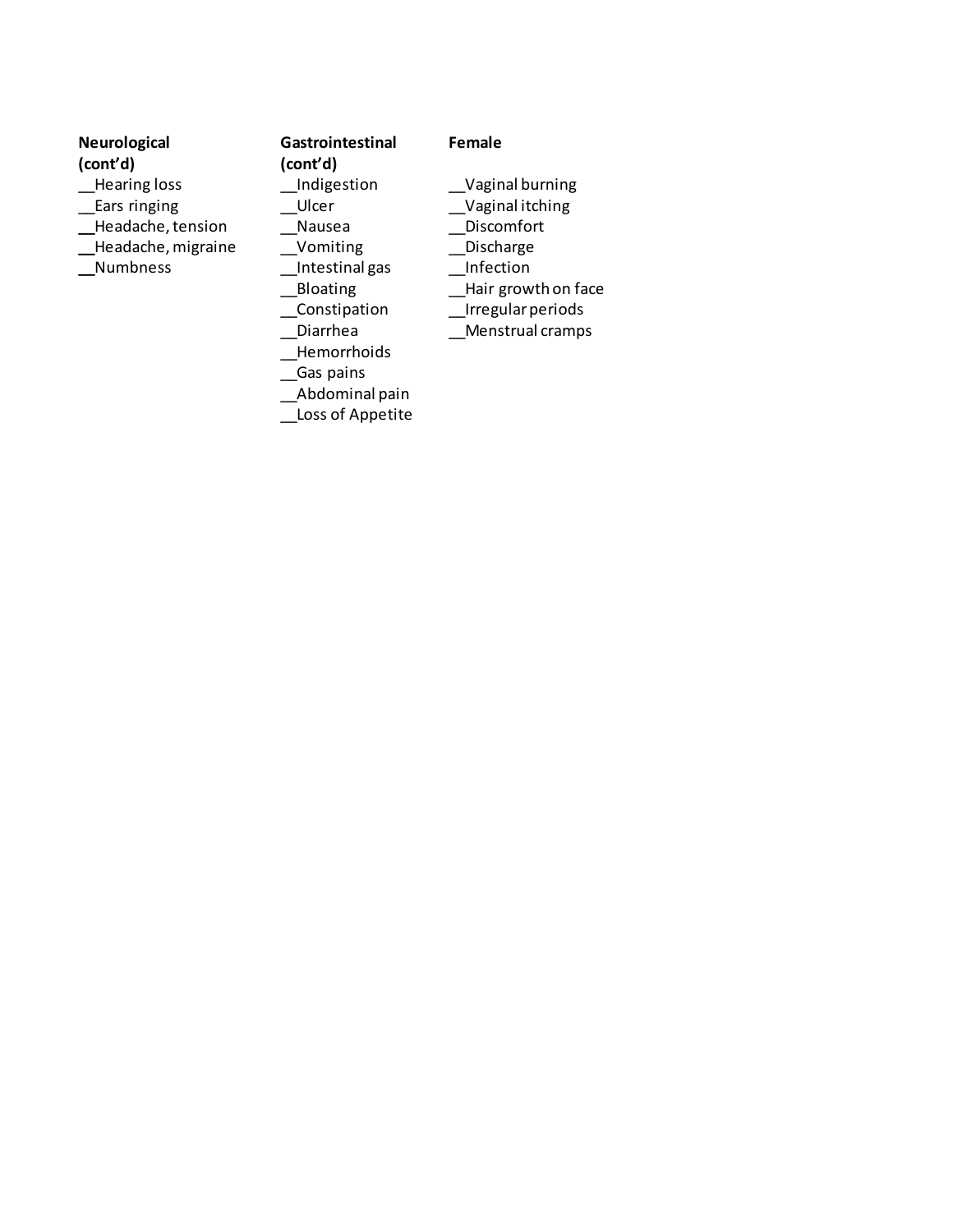**Neurological (cont'd)**

__Hearing loss
__Ears ringing
__Headache, tension
__Headache, migraine
__Numbness

**Gastrointestinal (cont'd)**

__Indigestion
__Ulcer
__Nausea
__Vomiting
__Intestinal gas
__Bloating
__Constipation
__Diarrhea
__Hemorrhoids
__Gas pains
__Abdominal pain
__Loss of Appetite

**Female**

__Vaginal burning
__Vaginal itching
__Discomfort
__Discharge
__Infection
__Hair growth on face
__Irregular periods
__Menstrual cramps